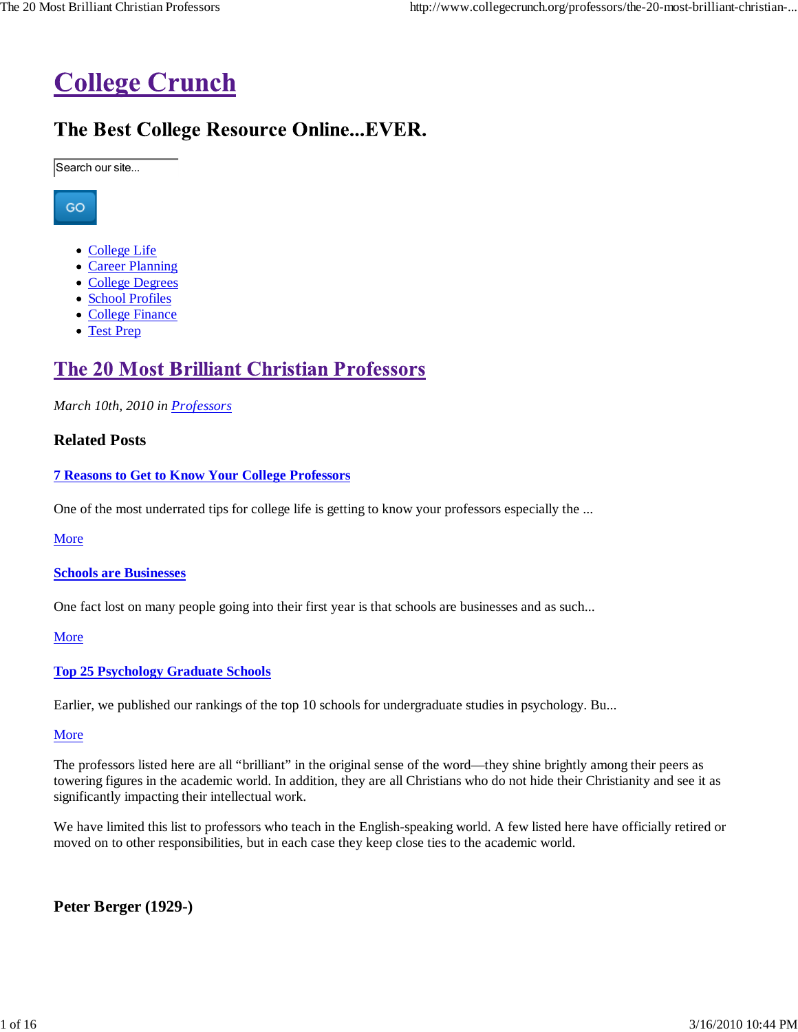# College Crunch

## The Best College Resource Online...EVER.

Search our site...

GO

- College Life
- Career Planning
- College Degrees
- School Profiles
- College Finance
- Test Prep

# The 20 Most Brilliant Christian Professors

*March 10th, 2010 in Professors*

### Related Posts

**7 Reasons to Get to Know Your College Professors**

One of the most underrated tips for college life is getting to know your professors especially the ...

More

**Schools are Businesses**

One fact lost on many people going into their first year is that schools are businesses and as such...

More

**Top 25 Psychology Graduate Schools**

Earlier, we published our rankings of the top 10 schools for undergraduate studies in psychology. Bu...

More

The professors listed here are all "brilliant" in the original sense of the word—they shine brightly among their peers as towering figures in the academic world. In addition, they are all Christians who do not hide their Christianity and see it as significantly impacting their intellectual work.

We have limited this list to professors who teach in the English-speaking world. A few listed here have officially retired or moved on to other responsibilities, but in each case they keep close ties to the academic world.

## Peter Berger (1929-)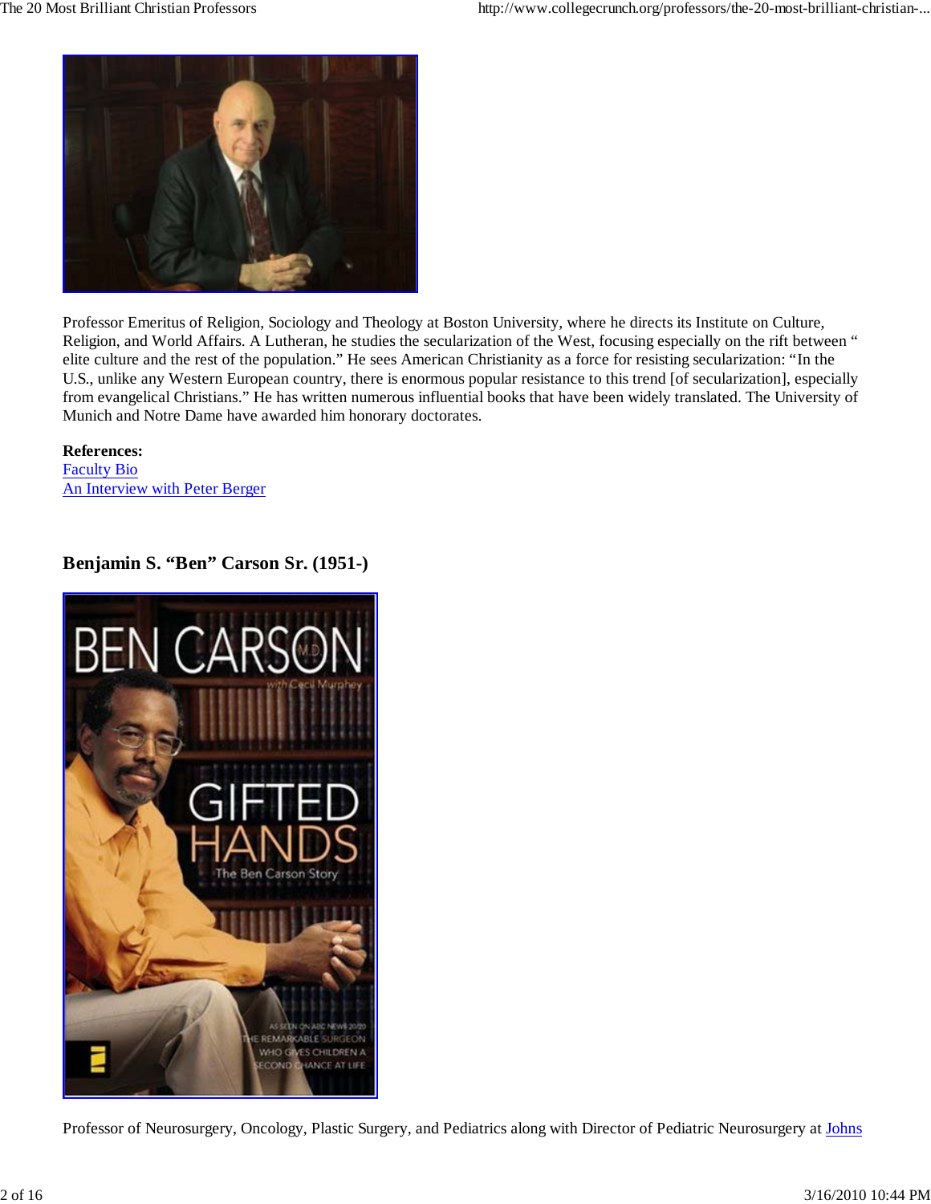Professor Emeritus of Religion, Sociology and Theology at Boston University, where he directs its Institute on Culture, Religion, and World Affairs. A Lutheran, he studies the secularization of the West, focusing especially on the rift between "elite culture and the rest of the population." He sees American Christianity as a force for resisting secularization: "In the U.S., unlike any Western European country, there is enormous popular resistance to this trend [of secularization], especially from evangelical Christians." He has written numerous influential books that have been widely translated. The University of Munich and Notre Dame have awarded him honorary doctorates.

**References:**
[Faculty Bio](#)
[An Interview with Peter Berger](#)

### Benjamin S. "Ben" Carson Sr. (1951-)

Professor of Neurosurgery, Oncology, Plastic Surgery, and Pediatrics along with Director of Pediatric Neurosurgery at [Johns](#)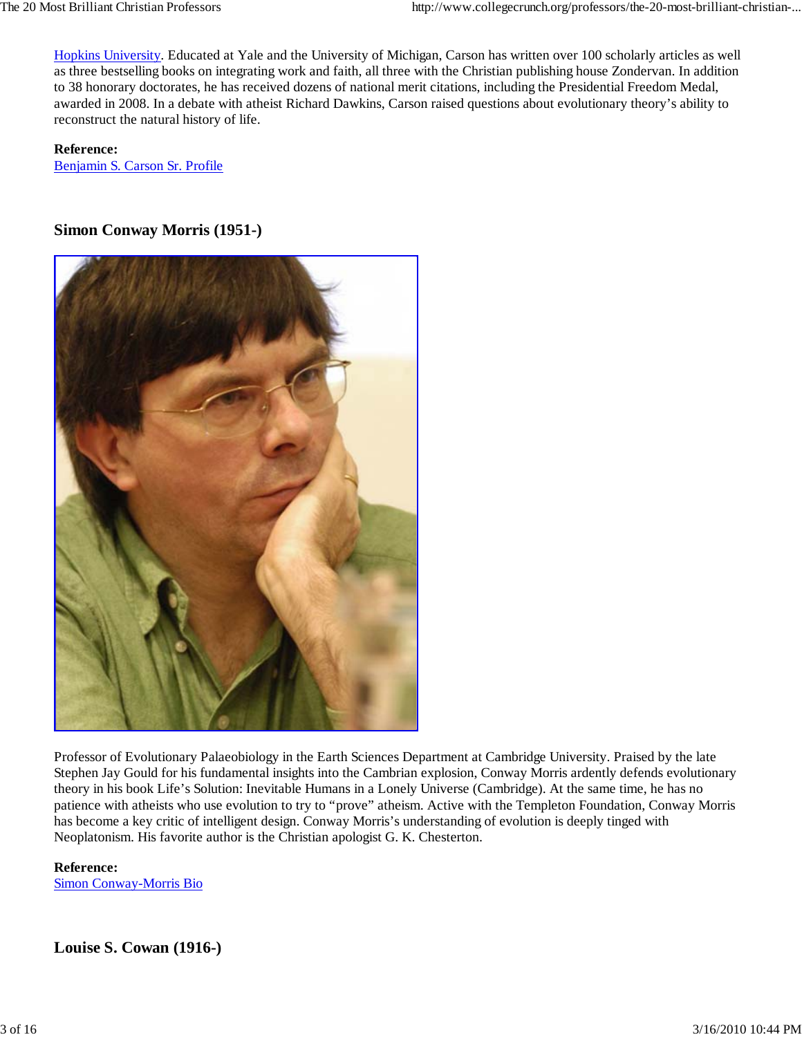[Hopkins University](). Educated at Yale and the University of Michigan, Carson has written over 100 scholarly articles as well as three bestselling books on integrating work and faith, all three with the Christian publishing house Zondervan. In addition to 38 honorary doctorates, he has received dozens of national merit citations, including the Presidential Freedom Medal, awarded in 2008. In a debate with atheist Richard Dawkins, Carson raised questions about evolutionary theory's ability to reconstruct the natural history of life.

**Reference:**
Benjamin S. Carson Sr. Profile

### Simon Conway Morris (1951-)

Professor of Evolutionary Palaeobiology in the Earth Sciences Department at Cambridge University. Praised by the late Stephen Jay Gould for his fundamental insights into the Cambrian explosion, Conway Morris ardently defends evolutionary theory in his book Life's Solution: Inevitable Humans in a Lonely Universe (Cambridge). At the same time, he has no patience with atheists who use evolution to try to "prove" atheism. Active with the Templeton Foundation, Conway Morris has become a key critic of intelligent design. Conway Morris's understanding of evolution is deeply tinged with Neoplatonism. His favorite author is the Christian apologist G. K. Chesterton.

**Reference:**
Simon Conway-Morris Bio

### Louise S. Cowan (1916-)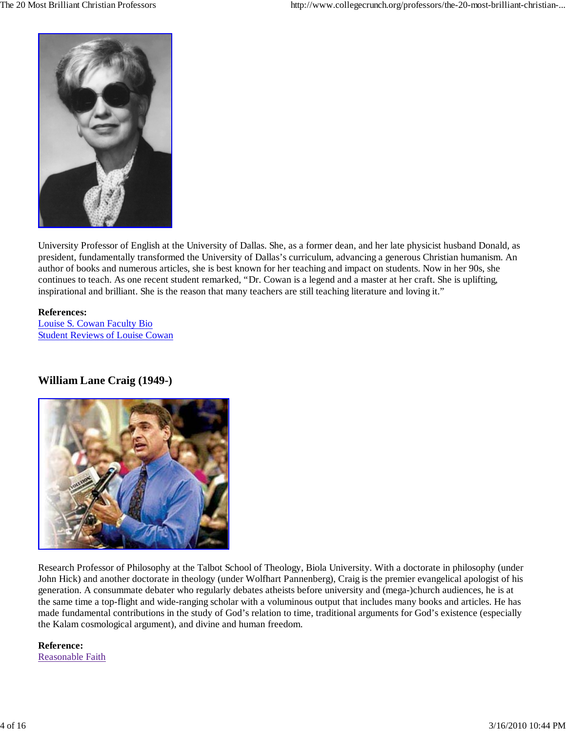University Professor of English at the University of Dallas. She, as a former dean, and her late physicist husband Donald, as president, fundamentally transformed the University of Dallas's curriculum, advancing a generous Christian humanism. An author of books and numerous articles, she is best known for her teaching and impact on students. Now in her 90s, she continues to teach. As one recent student remarked, "Dr. Cowan is a legend and a master at her craft. She is uplifting, inspirational and brilliant. She is the reason that many teachers are still teaching literature and loving it."

**References:**
Louise S. Cowan Faculty Bio
Student Reviews of Louise Cowan

## William Lane Craig (1949-)

Research Professor of Philosophy at the Talbot School of Theology, Biola University. With a doctorate in philosophy (under John Hick) and another doctorate in theology (under Wolfhart Pannenberg), Craig is the premier evangelical apologist of his generation. A consummate debater who regularly debates atheists before university and (mega-)church audiences, he is at the same time a top-flight and wide-ranging scholar with a voluminous output that includes many books and articles. He has made fundamental contributions in the study of God's relation to time, traditional arguments for God's existence (especially the Kalam cosmological argument), and divine and human freedom.

**Reference:**
Reasonable Faith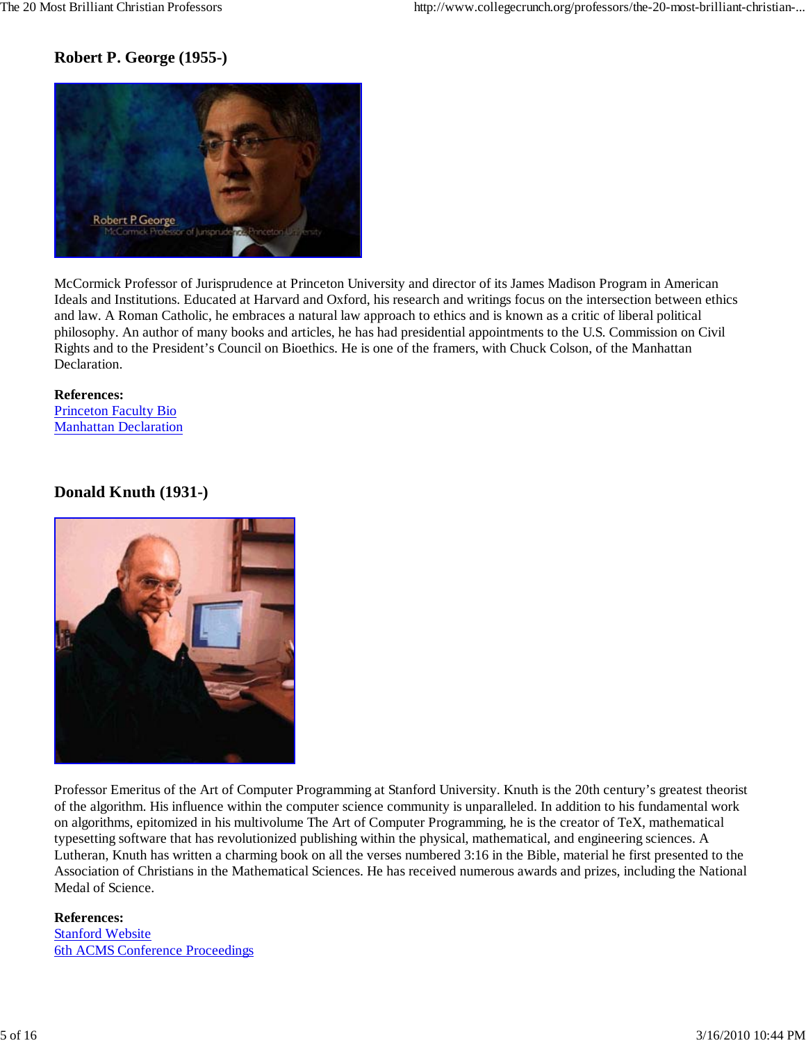## Robert P. George (1955-)

McCormick Professor of Jurisprudence at Princeton University and director of its James Madison Program in American Ideals and Institutions. Educated at Harvard and Oxford, his research and writings focus on the intersection between ethics and law. A Roman Catholic, he embraces a natural law approach to ethics and is known as a critic of liberal political philosophy. An author of many books and articles, he has had presidential appointments to the U.S. Commission on Civil Rights and to the President's Council on Bioethics. He is one of the framers, with Chuck Colson, of the Manhattan Declaration.

**References:**
Princeton Faculty Bio
Manhattan Declaration

## Donald Knuth (1931-)

Professor Emeritus of the Art of Computer Programming at Stanford University. Knuth is the 20th century's greatest theorist of the algorithm. His influence within the computer science community is unparalleled. In addition to his fundamental work on algorithms, epitomized in his multivolume The Art of Computer Programming, he is the creator of TeX, mathematical typesetting software that has revolutionized publishing within the physical, mathematical, and engineering sciences. A Lutheran, Knuth has written a charming book on all the verses numbered 3:16 in the Bible, material he first presented to the Association of Christians in the Mathematical Sciences. He has received numerous awards and prizes, including the National Medal of Science.

**References:**
Stanford Website
6th ACMS Conference Proceedings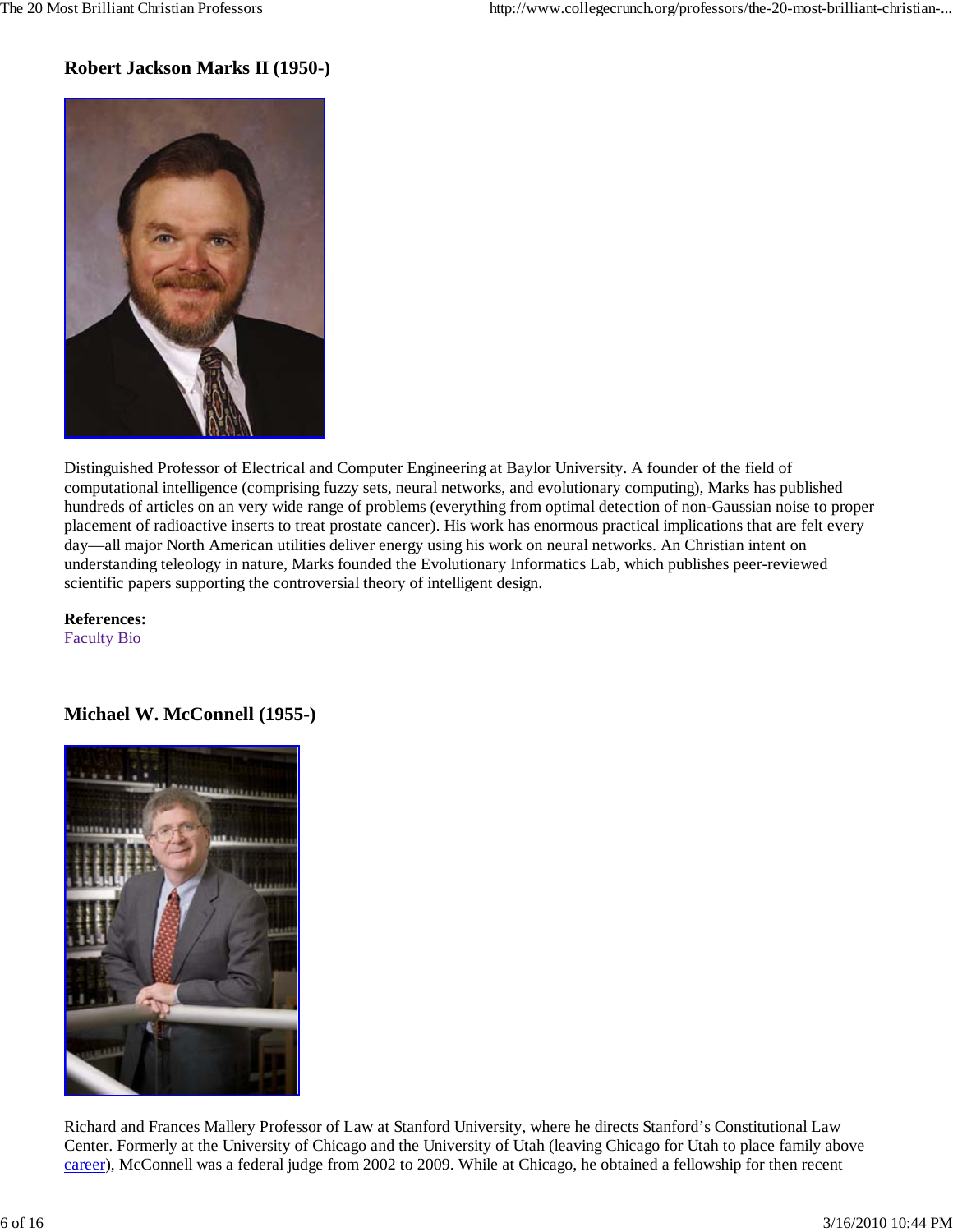## Robert Jackson Marks II (1950-)

Distinguished Professor of Electrical and Computer Engineering at Baylor University. A founder of the field of computational intelligence (comprising fuzzy sets, neural networks, and evolutionary computing), Marks has published hundreds of articles on an very wide range of problems (everything from optimal detection of non-Gaussian noise to proper placement of radioactive inserts to treat prostate cancer). His work has enormous practical implications that are felt every day—all major North American utilities deliver energy using his work on neural networks. An Christian intent on understanding teleology in nature, Marks founded the Evolutionary Informatics Lab, which publishes peer-reviewed scientific papers supporting the controversial theory of intelligent design.

**References:**
Faculty Bio

## Michael W. McConnell (1955-)

Richard and Frances Mallery Professor of Law at Stanford University, where he directs Stanford's Constitutional Law Center. Formerly at the University of Chicago and the University of Utah (leaving Chicago for Utah to place family above career), McConnell was a federal judge from 2002 to 2009. While at Chicago, he obtained a fellowship for then recent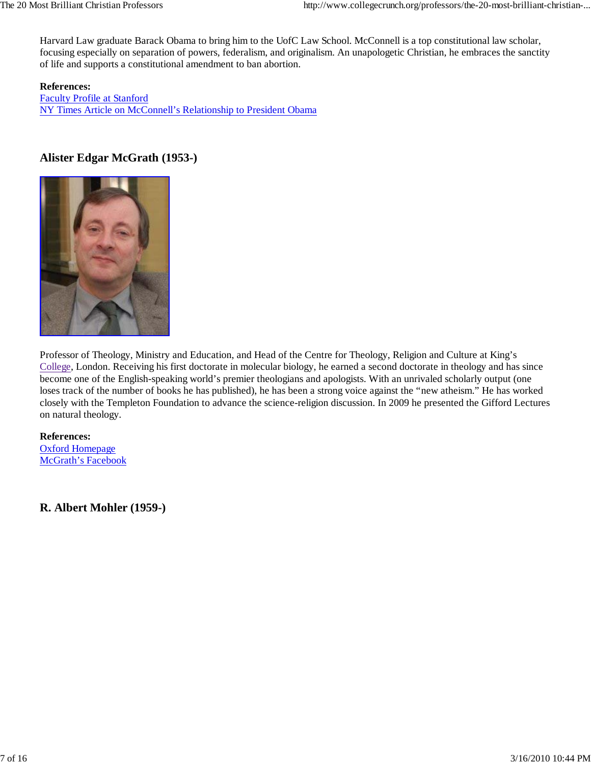Harvard Law graduate Barack Obama to bring him to the UofC Law School. McConnell is a top constitutional law scholar, focusing especially on separation of powers, federalism, and originalism. An unapologetic Christian, he embraces the sanctity of life and supports a constitutional amendment to ban abortion.

**References:**
[Faculty Profile at Stanford](#)
[NY Times Article on McConnell's Relationship to President Obama](#)

## Alister Edgar McGrath (1953-)

Professor of Theology, Ministry and Education, and Head of the Centre for Theology, Religion and Culture at King's College, London. Receiving his first doctorate in molecular biology, he earned a second doctorate in theology and has since become one of the English-speaking world's premier theologians and apologists. With an unrivaled scholarly output (one loses track of the number of books he has published), he has been a strong voice against the "new atheism." He has worked closely with the Templeton Foundation to advance the science-religion discussion. In 2009 he presented the Gifford Lectures on natural theology.

**References:**
[Oxford Homepage](#)
[McGrath's Facebook](#)

## R. Albert Mohler (1959-)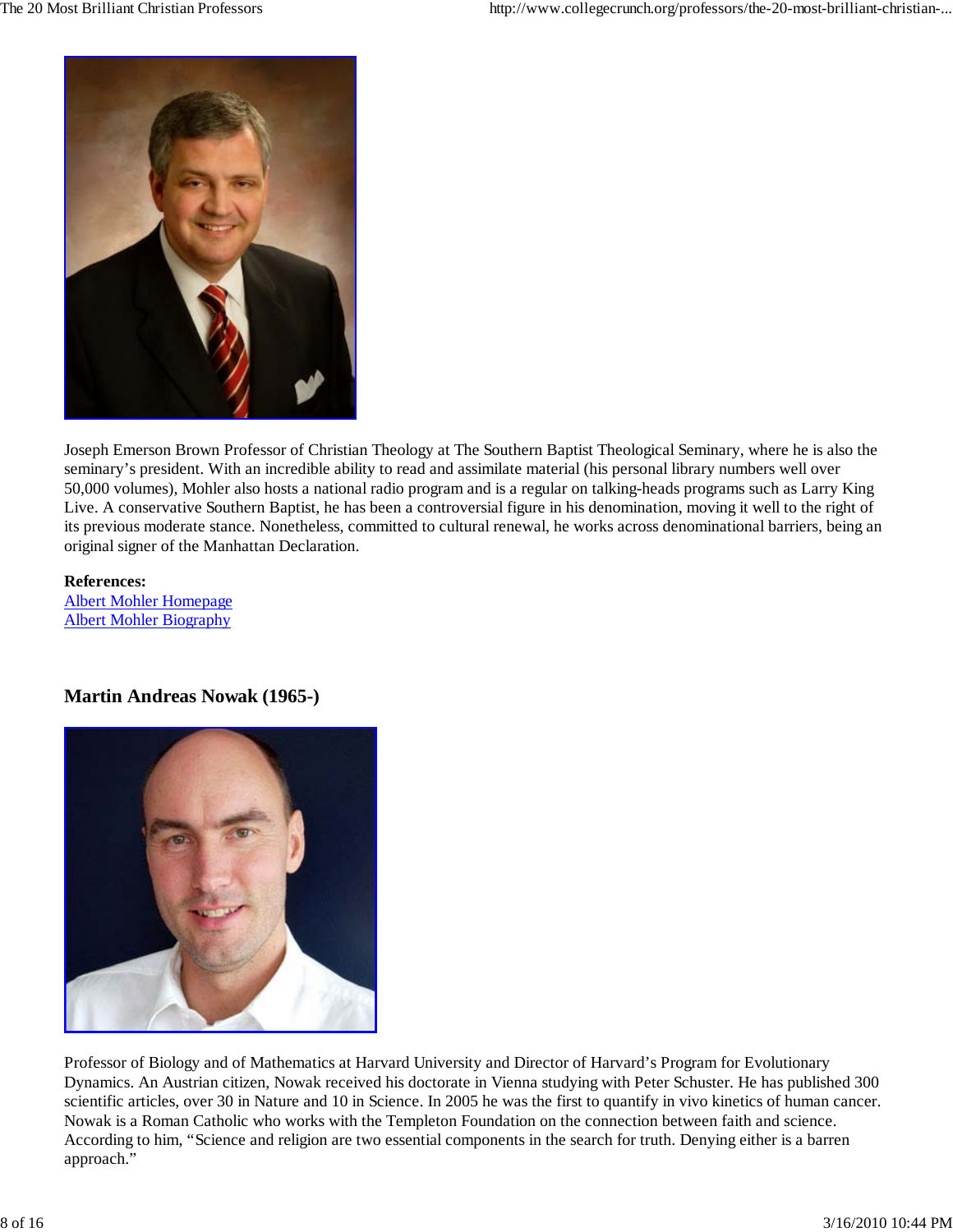Joseph Emerson Brown Professor of Christian Theology at The Southern Baptist Theological Seminary, where he is also the seminary's president. With an incredible ability to read and assimilate material (his personal library numbers well over 50,000 volumes), Mohler also hosts a national radio program and is a regular on talking-heads programs such as Larry King Live. A conservative Southern Baptist, he has been a controversial figure in his denomination, moving it well to the right of its previous moderate stance. Nonetheless, committed to cultural renewal, he works across denominational barriers, being an original signer of the Manhattan Declaration.

**References:**
[Albert Mohler Homepage]
[Albert Mohler Biography]

### Martin Andreas Nowak (1965-)

Professor of Biology and of Mathematics at Harvard University and Director of Harvard's Program for Evolutionary Dynamics. An Austrian citizen, Nowak received his doctorate in Vienna studying with Peter Schuster. He has published 300 scientific articles, over 30 in Nature and 10 in Science. In 2005 he was the first to quantify in vivo kinetics of human cancer. Nowak is a Roman Catholic who works with the Templeton Foundation on the connection between faith and science. According to him, "Science and religion are two essential components in the search for truth. Denying either is a barren approach."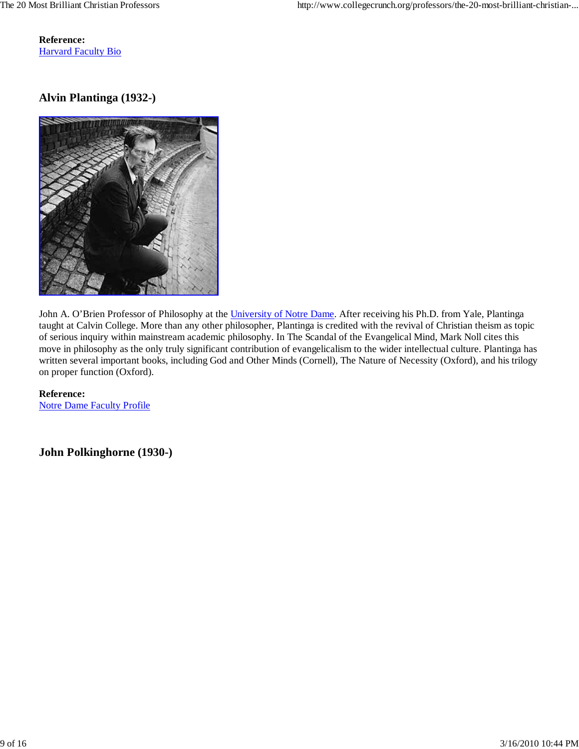**Reference:**
Harvard Faculty Bio

## Alvin Plantinga (1932-)

John A. O'Brien Professor of Philosophy at the University of Notre Dame. After receiving his Ph.D. from Yale, Plantinga taught at Calvin College. More than any other philosopher, Plantinga is credited with the revival of Christian theism as topic of serious inquiry within mainstream academic philosophy. In The Scandal of the Evangelical Mind, Mark Noll cites this move in philosophy as the only truly significant contribution of evangelicalism to the wider intellectual culture. Plantinga has written several important books, including God and Other Minds (Cornell), The Nature of Necessity (Oxford), and his trilogy on proper function (Oxford).

**Reference:**
Notre Dame Faculty Profile

## John Polkinghorne (1930-)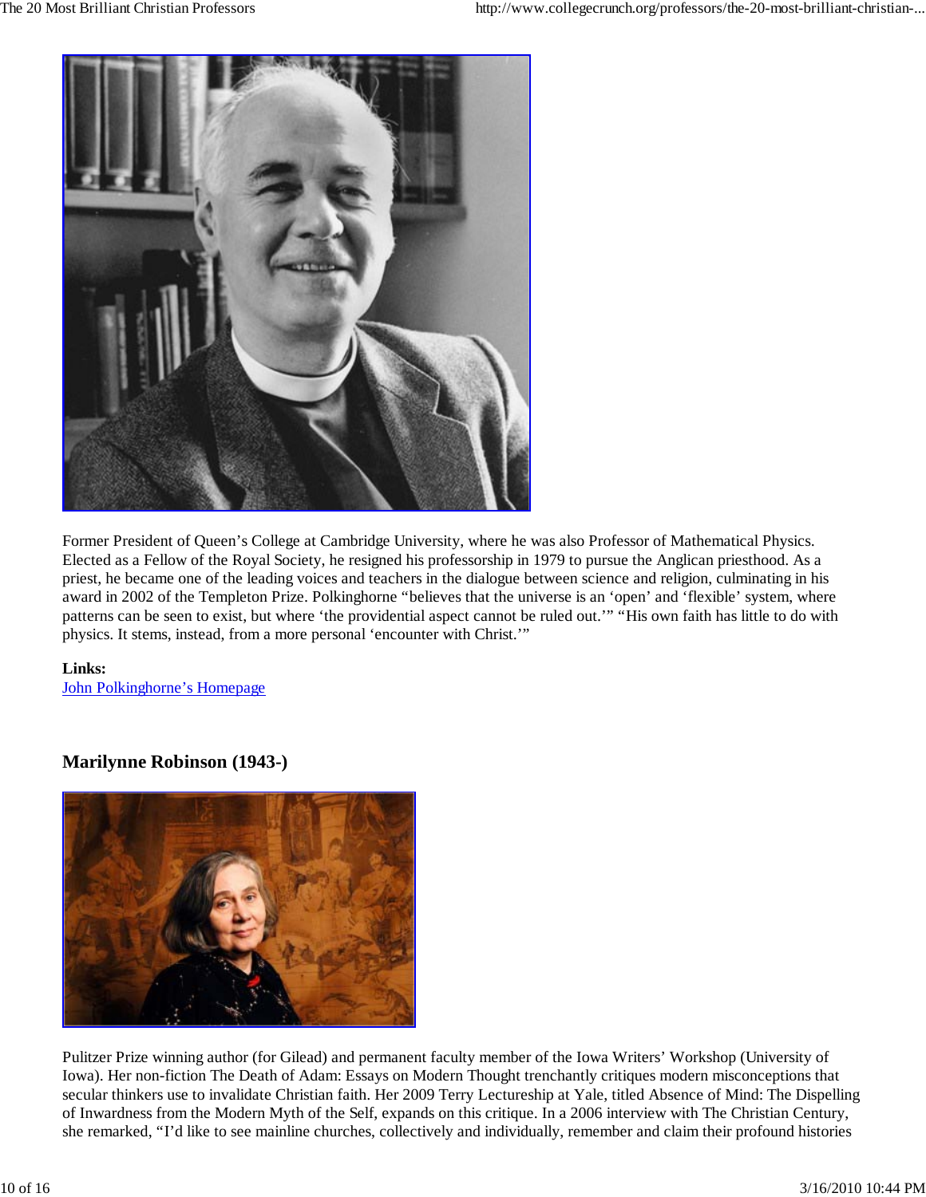Former President of Queen's College at Cambridge University, where he was also Professor of Mathematical Physics. Elected as a Fellow of the Royal Society, he resigned his professorship in 1979 to pursue the Anglican priesthood. As a priest, he became one of the leading voices and teachers in the dialogue between science and religion, culminating in his award in 2002 of the Templeton Prize. Polkinghorne "believes that the universe is an 'open' and 'flexible' system, where patterns can be seen to exist, but where 'the providential aspect cannot be ruled out.'" "His own faith has little to do with physics. It stems, instead, from a more personal 'encounter with Christ.'"

**Links:**
John Polkinghorne's Homepage

### Marilynne Robinson (1943-)

Pulitzer Prize winning author (for Gilead) and permanent faculty member of the Iowa Writers' Workshop (University of Iowa). Her non-fiction The Death of Adam: Essays on Modern Thought trenchantly critiques modern misconceptions that secular thinkers use to invalidate Christian faith. Her 2009 Terry Lectureship at Yale, titled Absence of Mind: The Dispelling of Inwardness from the Modern Myth of the Self, expands on this critique. In a 2006 interview with The Christian Century, she remarked, "I'd like to see mainline churches, collectively and individually, remember and claim their profound histories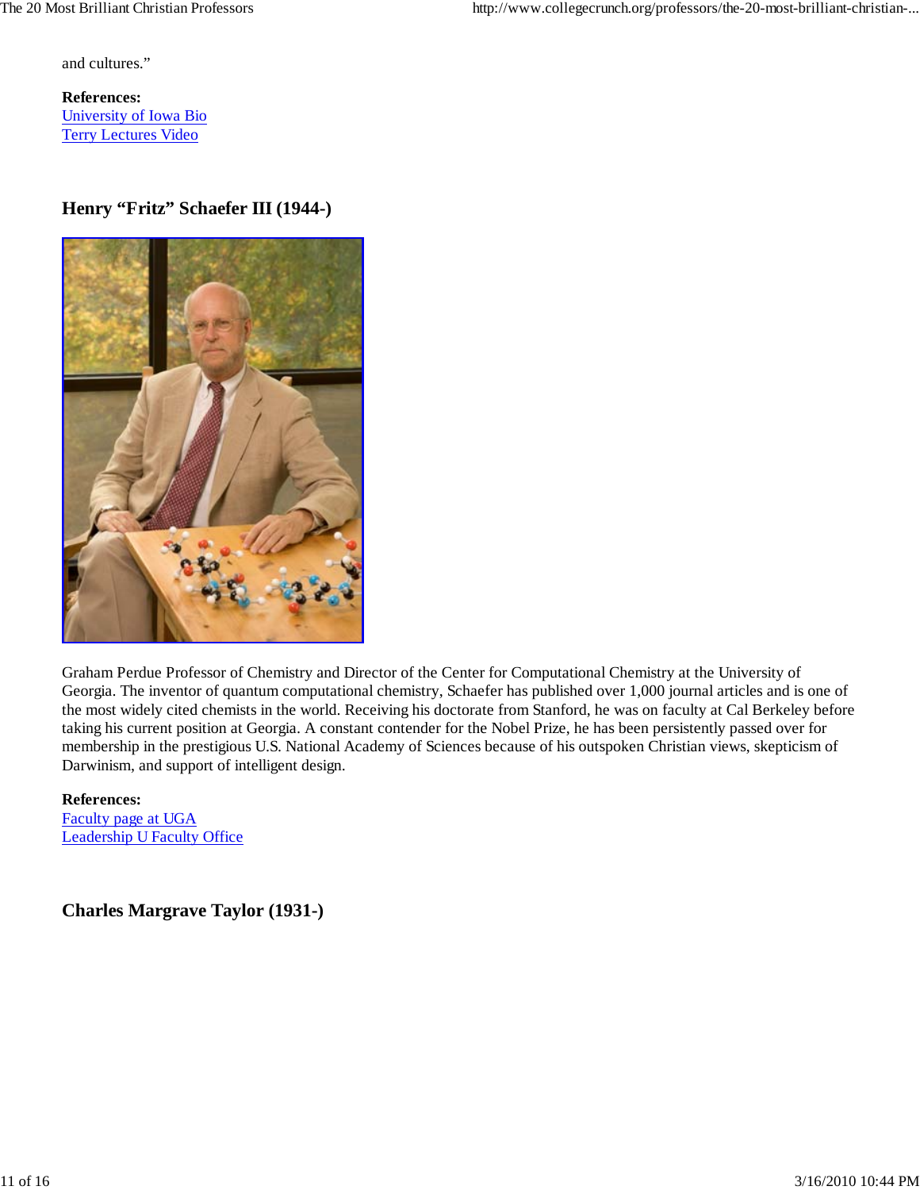and cultures."

**References:**
[University of Iowa Bio]
[Terry Lectures Video]

### Henry "Fritz" Schaefer III (1944-)

Graham Perdue Professor of Chemistry and Director of the Center for Computational Chemistry at the University of Georgia. The inventor of quantum computational chemistry, Schaefer has published over 1,000 journal articles and is one of the most widely cited chemists in the world. Receiving his doctorate from Stanford, he was on faculty at Cal Berkeley before taking his current position at Georgia. A constant contender for the Nobel Prize, he has been persistently passed over for membership in the prestigious U.S. National Academy of Sciences because of his outspoken Christian views, skepticism of Darwinism, and support of intelligent design.

**References:**
[Faculty page at UGA]
[Leadership U Faculty Office]

### Charles Margrave Taylor (1931-)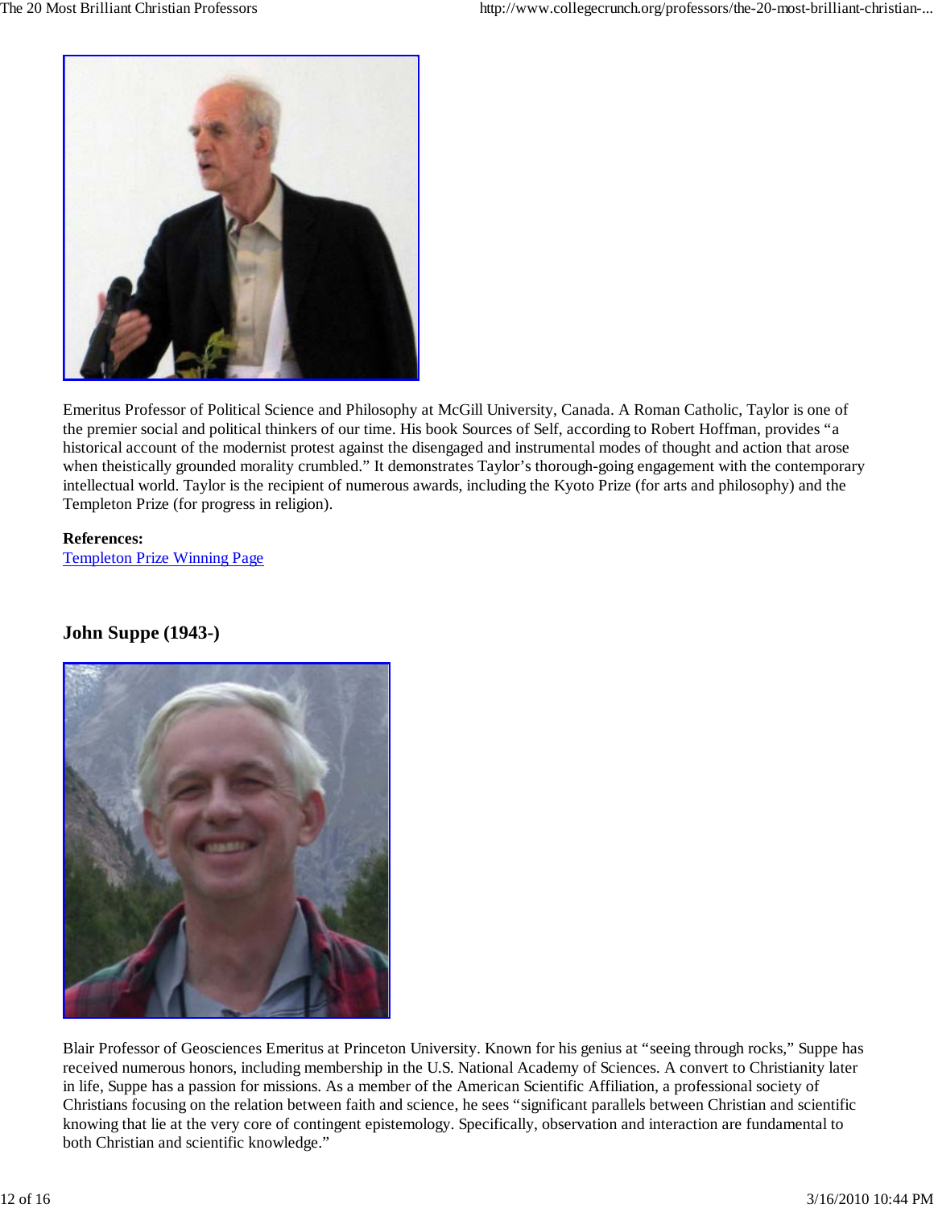Emeritus Professor of Political Science and Philosophy at McGill University, Canada. A Roman Catholic, Taylor is one of the premier social and political thinkers of our time. His book Sources of Self, according to Robert Hoffman, provides "a historical account of the modernist protest against the disengaged and instrumental modes of thought and action that arose when theistically grounded morality crumbled." It demonstrates Taylor's thorough-going engagement with the contemporary intellectual world. Taylor is the recipient of numerous awards, including the Kyoto Prize (for arts and philosophy) and the Templeton Prize (for progress in religion).

**References:**
Templeton Prize Winning Page

### John Suppe (1943-)

Blair Professor of Geosciences Emeritus at Princeton University. Known for his genius at "seeing through rocks," Suppe has received numerous honors, including membership in the U.S. National Academy of Sciences. A convert to Christianity later in life, Suppe has a passion for missions. As a member of the American Scientific Affiliation, a professional society of Christians focusing on the relation between faith and science, he sees "significant parallels between Christian and scientific knowing that lie at the very core of contingent epistemology. Specifically, observation and interaction are fundamental to both Christian and scientific knowledge."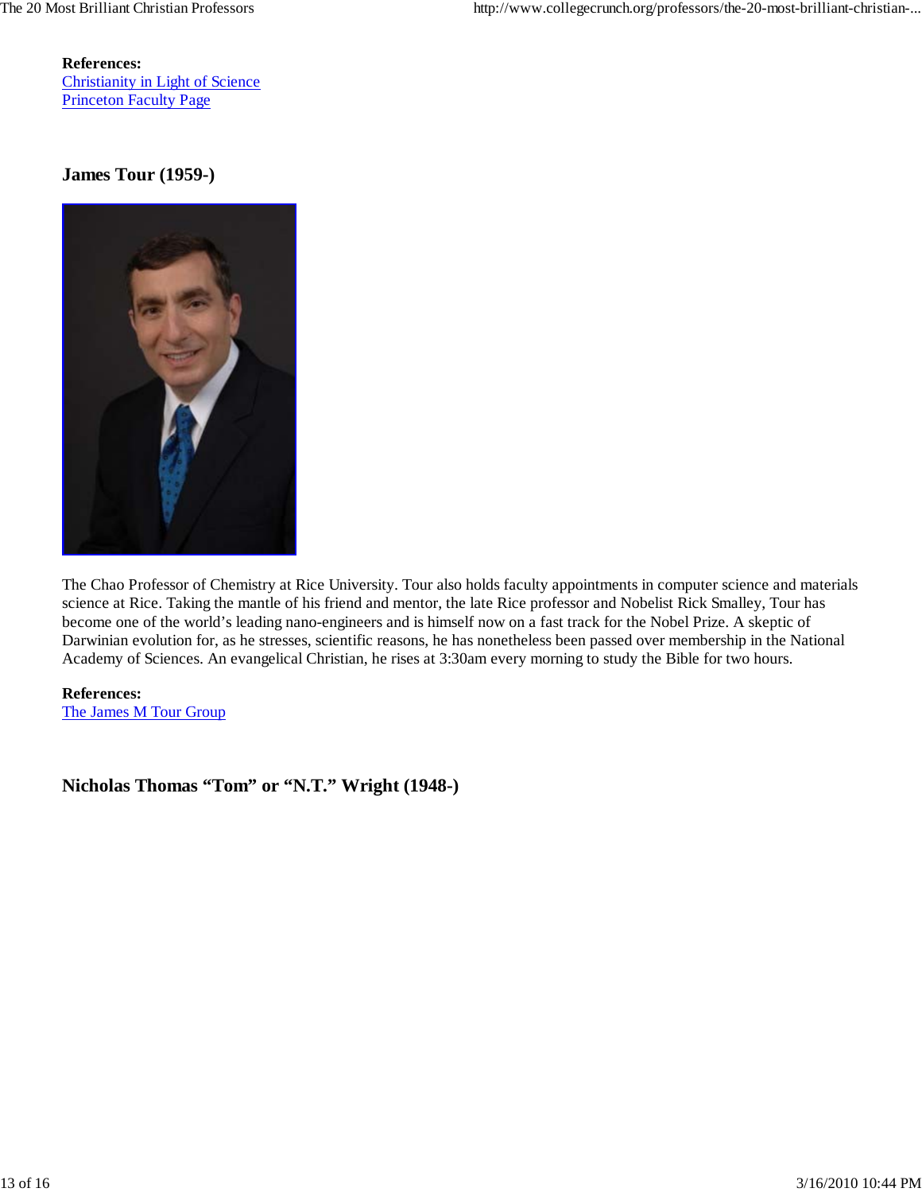**References:**
[Christianity in Light of Science](#)
[Princeton Faculty Page](#)

### James Tour (1959-)

The Chao Professor of Chemistry at Rice University. Tour also holds faculty appointments in computer science and materials science at Rice. Taking the mantle of his friend and mentor, the late Rice professor and Nobelist Rick Smalley, Tour has become one of the world's leading nano-engineers and is himself now on a fast track for the Nobel Prize. A skeptic of Darwinian evolution for, as he stresses, scientific reasons, he has nonetheless been passed over membership in the National Academy of Sciences. An evangelical Christian, he rises at 3:30am every morning to study the Bible for two hours.

**References:**
[The James M Tour Group](#)

### Nicholas Thomas "Tom" or "N.T." Wright (1948-)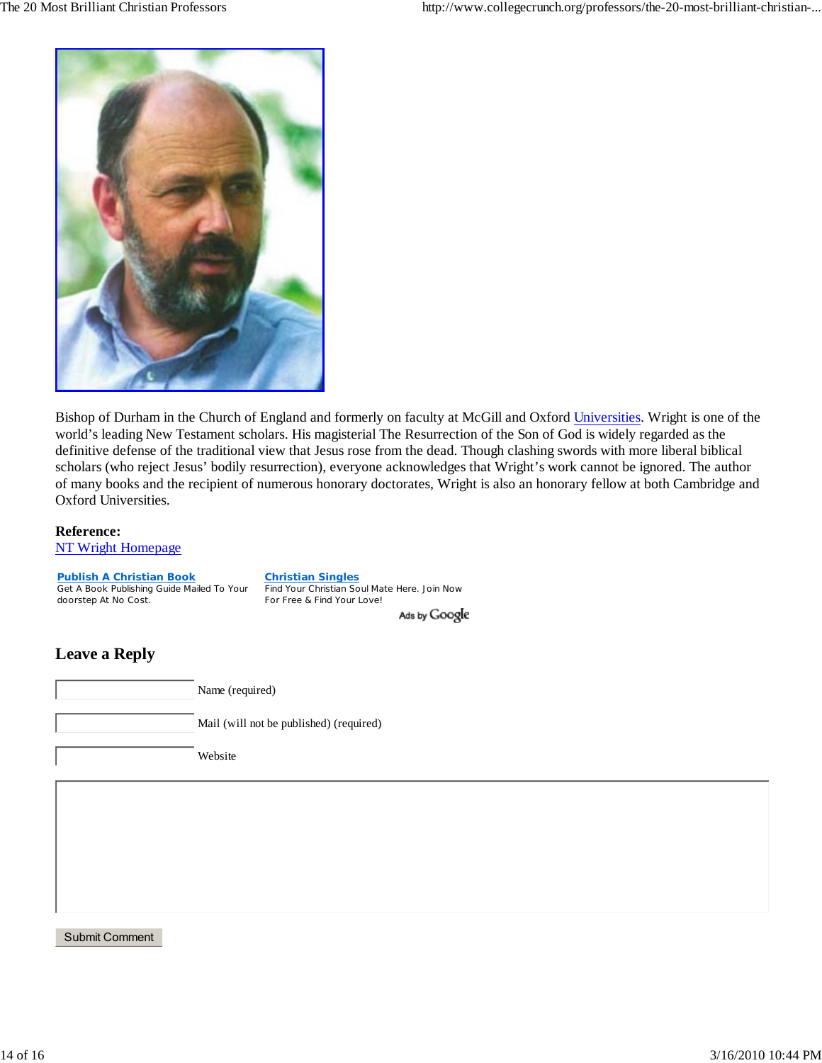Bishop of Durham in the Church of England and formerly on faculty at McGill and Oxford Universities. Wright is one of the world's leading New Testament scholars. His magisterial The Resurrection of the Son of God is widely regarded as the definitive defense of the traditional view that Jesus rose from the dead. Though clashing swords with more liberal biblical scholars (who reject Jesus' bodily resurrection), everyone acknowledges that Wright's work cannot be ignored. The author of many books and the recipient of numerous honorary doctorates, Wright is also an honorary fellow at both Cambridge and Oxford Universities.

**Reference:**
NT Wright Homepage

**Publish A Christian Book**
Get A Book Publishing Guide Mailed To Your doorstep At No Cost.

**Christian Singles**
Find Your Christian Soul Mate Here. Join Now For Free & Find Your Love!

Ads by Google

## Leave a Reply

Name (required)

Mail (will not be published) (required)

Website

Submit Comment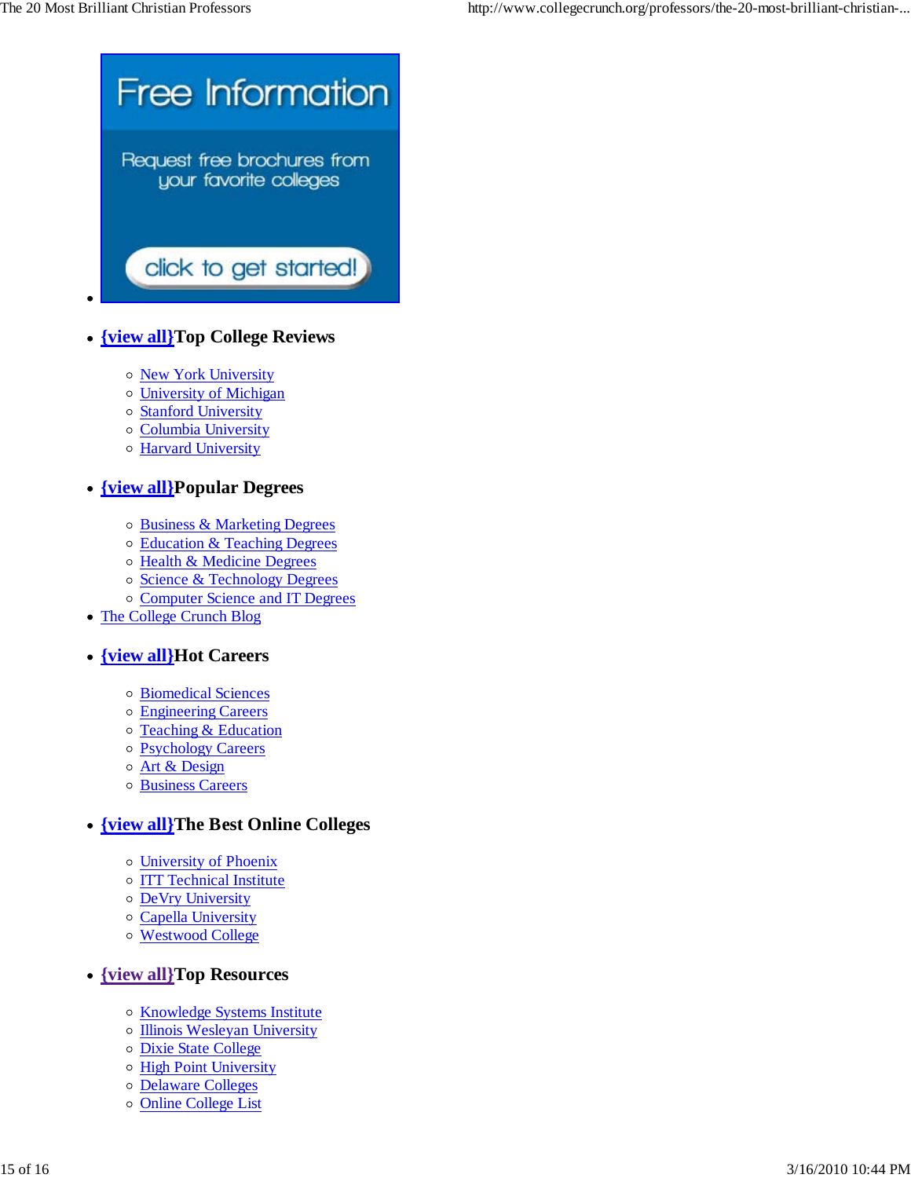- Free Information

  Request free brochures from your favorite colleges

  click to get started!

- **{view all}Top College Reviews**
  - New York University
  - University of Michigan
  - Stanford University
  - Columbia University
  - Harvard University

- **{view all}Popular Degrees**
  - Business & Marketing Degrees
  - Education & Teaching Degrees
  - Health & Medicine Degrees
  - Science & Technology Degrees
  - Computer Science and IT Degrees

- The College Crunch Blog

- **{view all}Hot Careers**
  - Biomedical Sciences
  - Engineering Careers
  - Teaching & Education
  - Psychology Careers
  - Art & Design
  - Business Careers

- **{view all}The Best Online Colleges**
  - University of Phoenix
  - ITT Technical Institute
  - DeVry University
  - Capella University
  - Westwood College

- **{view all}Top Resources**
  - Knowledge Systems Institute
  - Illinois Wesleyan University
  - Dixie State College
  - High Point University
  - Delaware Colleges
  - Online College List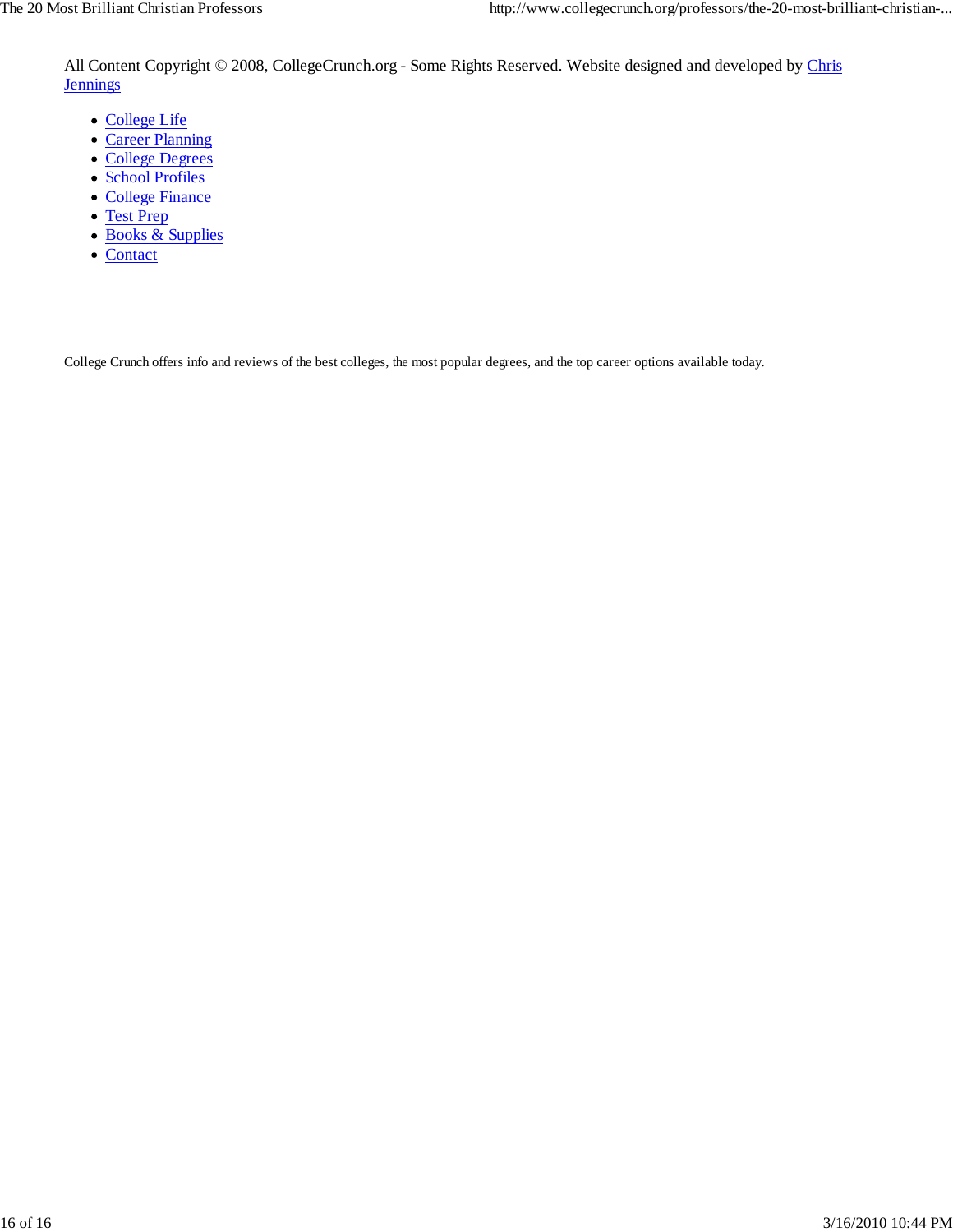All Content Copyright © 2008, CollegeCrunch.org - Some Rights Reserved. Website designed and developed by Chris Jennings

- College Life
- Career Planning
- College Degrees
- School Profiles
- College Finance
- Test Prep
- Books & Supplies
- Contact

College Crunch offers info and reviews of the best colleges, the most popular degrees, and the top career options available today.